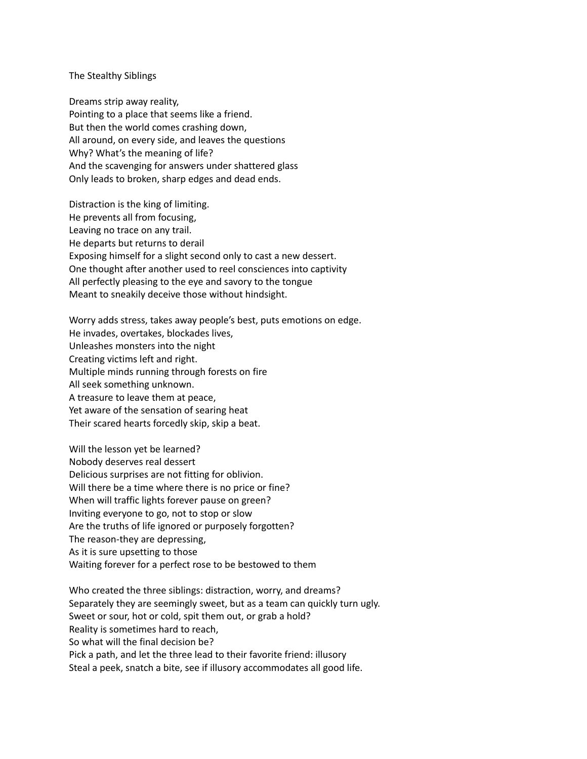# The Stealthy Siblings

Dreams strip away reality,  
Pointing to a place that seems like a friend.  
But then the world comes crashing down,  
All around, on every side, and leaves the questions  
Why? What's the meaning of life?  
And the scavenging for answers under shattered glass  
Only leads to broken, sharp edges and dead ends.

Distraction is the king of limiting.  
He prevents all from focusing,  
Leaving no trace on any trail.  
He departs but returns to derail  
Exposing himself for a slight second only to cast a new dessert.  
One thought after another used to reel consciences into captivity  
All perfectly pleasing to the eye and savory to the tongue  
Meant to sneakily deceive those without hindsight.

Worry adds stress, takes away people's best, puts emotions on edge.  
He invades, overtakes, blockades lives,  
Unleashes monsters into the night  
Creating victims left and right.  
Multiple minds running through forests on fire  
All seek something unknown.  
A treasure to leave them at peace,  
Yet aware of the sensation of searing heat  
Their scared hearts forcedly skip, skip a beat.

Will the lesson yet be learned?  
Nobody deserves real dessert  
Delicious surprises are not fitting for oblivion.  
Will there be a time where there is no price or fine?  
When will traffic lights forever pause on green?  
Inviting everyone to go, not to stop or slow  
Are the truths of life ignored or purposely forgotten?  
The reason-they are depressing,  
As it is sure upsetting to those  
Waiting forever for a perfect rose to be bestowed to them

Who created the three siblings: distraction, worry, and dreams?  
Separately they are seemingly sweet, but as a team can quickly turn ugly.  
Sweet or sour, hot or cold, spit them out, or grab a hold?  
Reality is sometimes hard to reach,  
So what will the final decision be?  
Pick a path, and let the three lead to their favorite friend: illusory  
Steal a peek, snatch a bite, see if illusory accommodates all good life.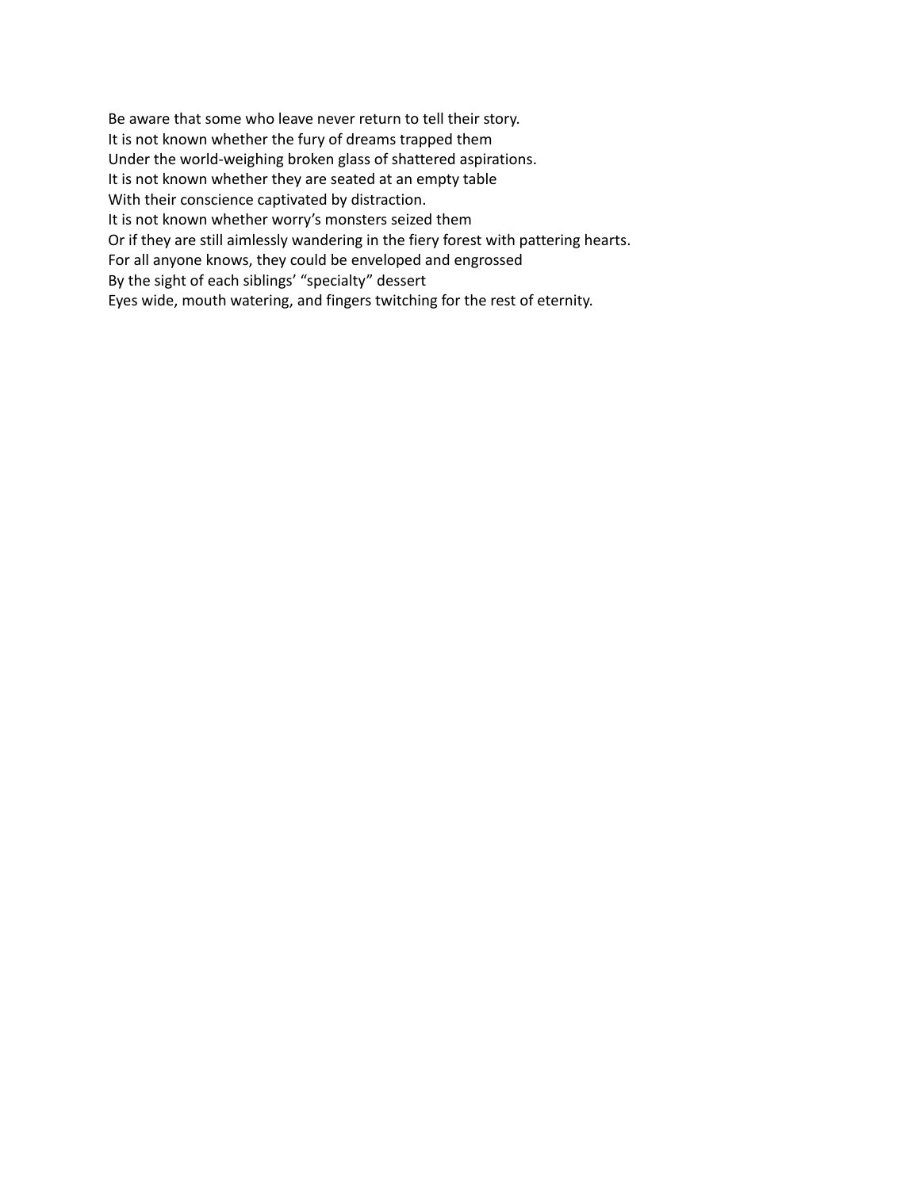Be aware that some who leave never return to tell their story.
It is not known whether the fury of dreams trapped them
Under the world-weighing broken glass of shattered aspirations.
It is not known whether they are seated at an empty table
With their conscience captivated by distraction.
It is not known whether worry's monsters seized them
Or if they are still aimlessly wandering in the fiery forest with pattering hearts.
For all anyone knows, they could be enveloped and engrossed
By the sight of each siblings' "specialty" dessert
Eyes wide, mouth watering, and fingers twitching for the rest of eternity.